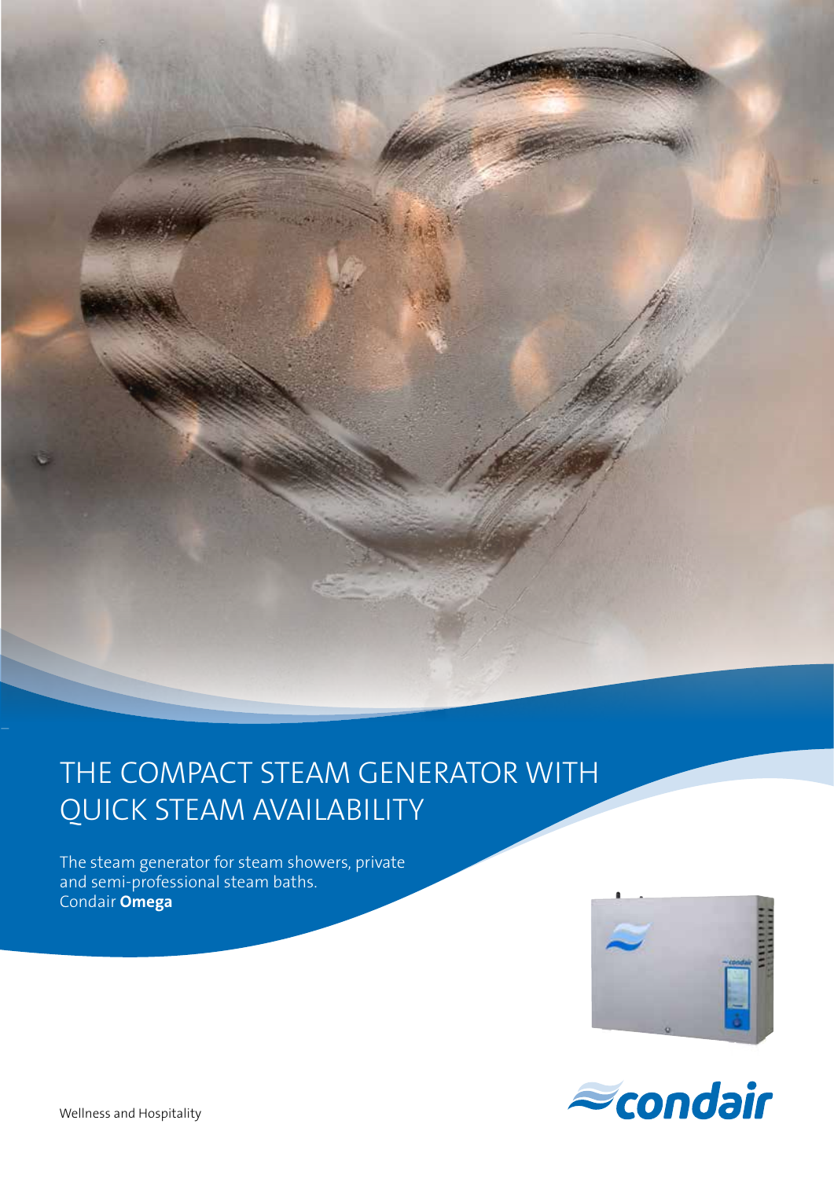# THE COMPACT STEAM GENERATOR WITH QUICK STEAM AVAILABILITY

The steam generator for steam showers, private and semi-professional steam baths.
Condair **Omega**

Wellness and Hospitality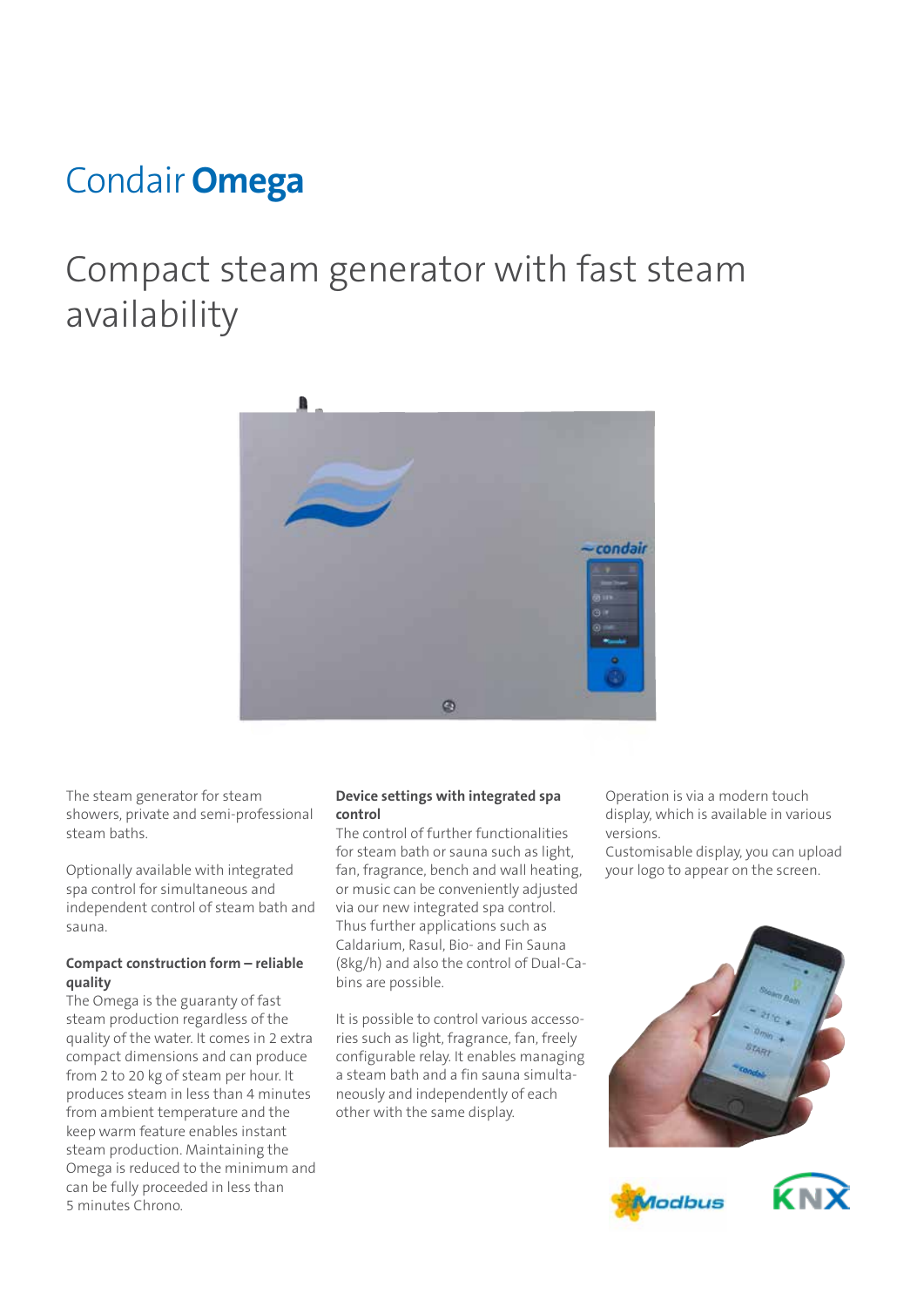# Condair **Omega**

## Compact steam generator with fast steam availability

The steam generator for steam showers, private and semi-professional steam baths.

Optionally available with integrated spa control for simultaneous and independent control of steam bath and sauna.

**Compact construction form – reliable quality**
The Omega is the guaranty of fast steam production regardless of the quality of the water. It comes in 2 extra compact dimensions and can produce from 2 to 20 kg of steam per hour. It produces steam in less than 4 minutes from ambient temperature and the keep warm feature enables instant steam production. Maintaining the Omega is reduced to the minimum and can be fully proceeded in less than 5 minutes Chrono.

**Device settings with integrated spa control**
The control of further functionalities for steam bath or sauna such as light, fan, fragrance, bench and wall heating, or music can be conveniently adjusted via our new integrated spa control. Thus further applications such as Caldarium, Rasul, Bio- and Fin Sauna (8kg/h) and also the control of Dual-Cabins are possible.

It is possible to control various accessories such as light, fragrance, fan, freely configurable relay. It enables managing a steam bath and a fin sauna simultaneously and independently of each other with the same display.

Operation is via a modern touch display, which is available in various versions.
Customisable display, you can upload your logo to appear on the screen.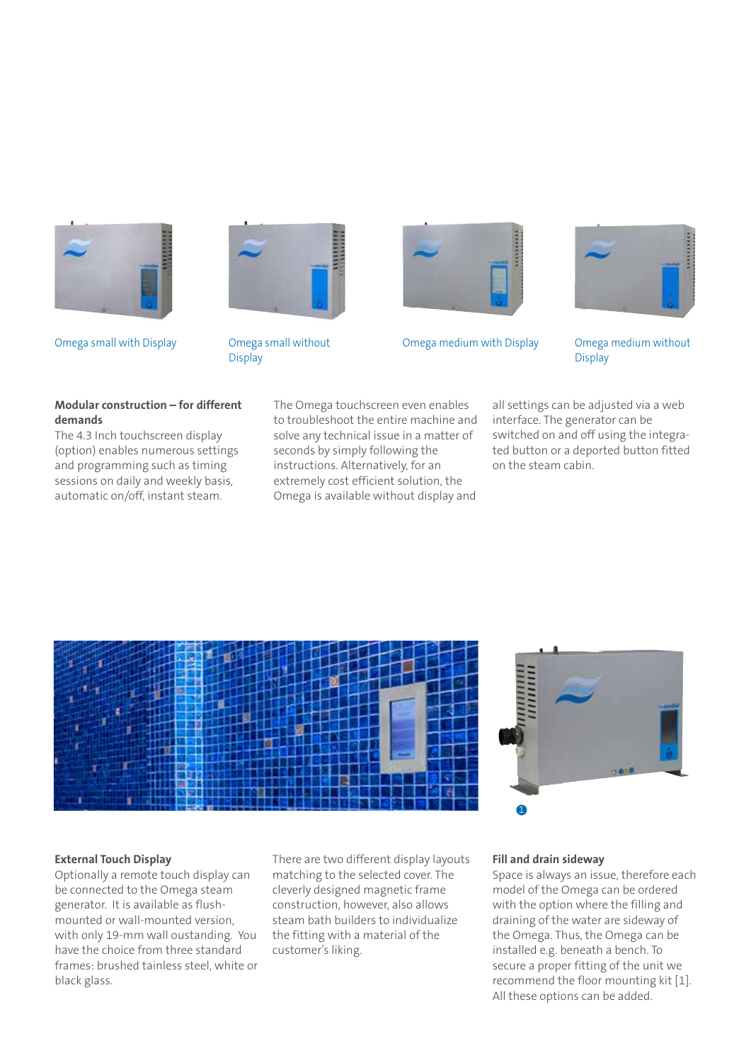Omega small with Display

Omega small without Display

Omega medium with Display

Omega medium without Display

**Modular construction – for different demands**

The 4.3 Inch touchscreen display (option) enables numerous settings and programming such as timing sessions on daily and weekly basis, automatic on/off, instant steam. The Omega touchscreen even enables to troubleshoot the entire machine and solve any technical issue in a matter of seconds by simply following the instructions. Alternatively, for an extremely cost efficient solution, the Omega is available without display and all settings can be adjusted via a web interface. The generator can be switched on and off using the integrated button or a deported button fitted on the steam cabin.

1

**External Touch Display**

Optionally a remote touch display can be connected to the Omega steam generator. It is available as flush-mounted or wall-mounted version, with only 19-mm wall oustanding. You have the choice from three standard frames: brushed tainless steel, white or black glass. There are two different display layouts matching to the selected cover. The cleverly designed magnetic frame construction, however, also allows steam bath builders to individualize the fitting with a material of the customer's liking.

**Fill and drain sideway**

Space is always an issue, therefore each model of the Omega can be ordered with the option where the filling and draining of the water are sideway of the Omega. Thus, the Omega can be installed e.g. beneath a bench. To secure a proper fitting of the unit we recommend the floor mounting kit [1]. All these options can be added.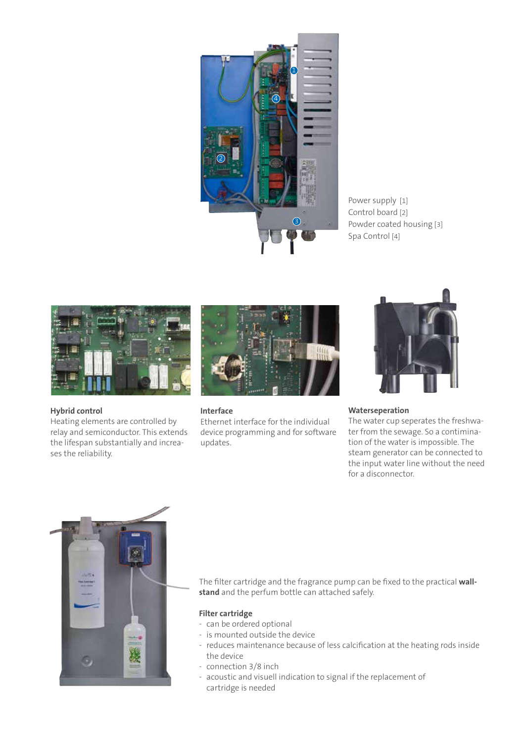Power supply [1]
Control board [2]
Powder coated housing [3]
Spa Control [4]

**Hybrid control**
Heating elements are controlled by relay and semiconductor. This extends the lifespan substantially and increases the reliability.

**Interface**
Ethernet interface for the individual device programming and for software updates.

**Waterseperation**
The water cup seperates the freshwater from the sewage. So a continimation of the water is impossible. The steam generator can be connected to the input water line without the need for a disconnector.

The filter cartridge and the fragrance pump can be fixed to the practical **wall-stand** and the perfum bottle can attached safely.

**Filter cartridge**

- can be ordered optional
- is mounted outside the device
- reduces maintenance because of less calcification at the heating rods inside the device
- connection 3/8 inch
- acoustic and visuell indication to signal if the replacement of cartridge is needed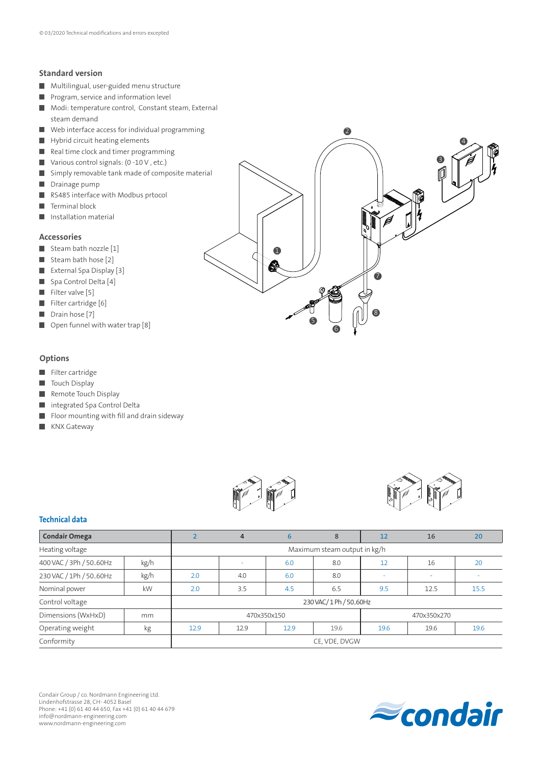© 03/2020 Technical modifications and errors excepted

### Standard version

- Multilingual, user-guided menu structure
- Program, service and information level
- Modi: temperature control, Constant steam, External steam demand
- Web interface access for individual programming
- Hybrid circuit heating elements
- Real time clock and timer programming
- Various control signals: (0 -10 V , etc.)
- Simply removable tank made of composite material
- Drainage pump
- RS485 interface with Modbus prtocol
- Terminal block
- Installation material

### Accessories

- Steam bath nozzle [1]
- Steam bath hose [2]
- External Spa Display [3]
- Spa Control Delta [4]
- Filter valve [5]
- Filter cartridge [6]
- Drain hose [7]
- Open funnel with water trap [8]

### Options

- Filter cartridge
- Touch Display
- Remote Touch Display
- integrated Spa Control Delta
- Floor mounting with fill and drain sideway
- KNX Gateway

### Technical data

| Condair Omega | | 2 | 4 | 6 | 8 | 12 | 16 | 20 |
|---|---|---|---|---|---|---|---|---|
| Heating voltage | | Maximum steam output in kg/h | | | | | | |
| 400 VAC / 3Ph / 50..60Hz | kg/h | | - | 6.0 | 8.0 | 12 | 16 | 20 |
| 230 VAC / 1Ph / 50..60Hz | kg/h | 2.0 | 4.0 | 6.0 | 8.0 | - | - | - |
| Nominal power | kW | 2.0 | 3.5 | 4.5 | 6.5 | 9.5 | 12.5 | 15.5 |
| Control voltage | | 230 VAC / 1 Ph / 50..60Hz | | | | | | |
| Dimensions (WxHxD) | mm | 470x350x150 | | | | 470x350x270 | | |
| Operating weight | kg | 12.9 | 12.9 | 12.9 | 19.6 | 19.6 | 19.6 | 19.6 |
| Conformity | | CE, VDE, DVGW | | | | | | |

Condair Group / co. Nordmann Engineering Ltd.
Lindenhofstrasse 28, CH- 4052 Basel
Phone: +41 (0) 61 40 44 650, Fax +41 (0) 61 40 44 679
info@nordmann-engineering.com
www.nordmann-engineering.com